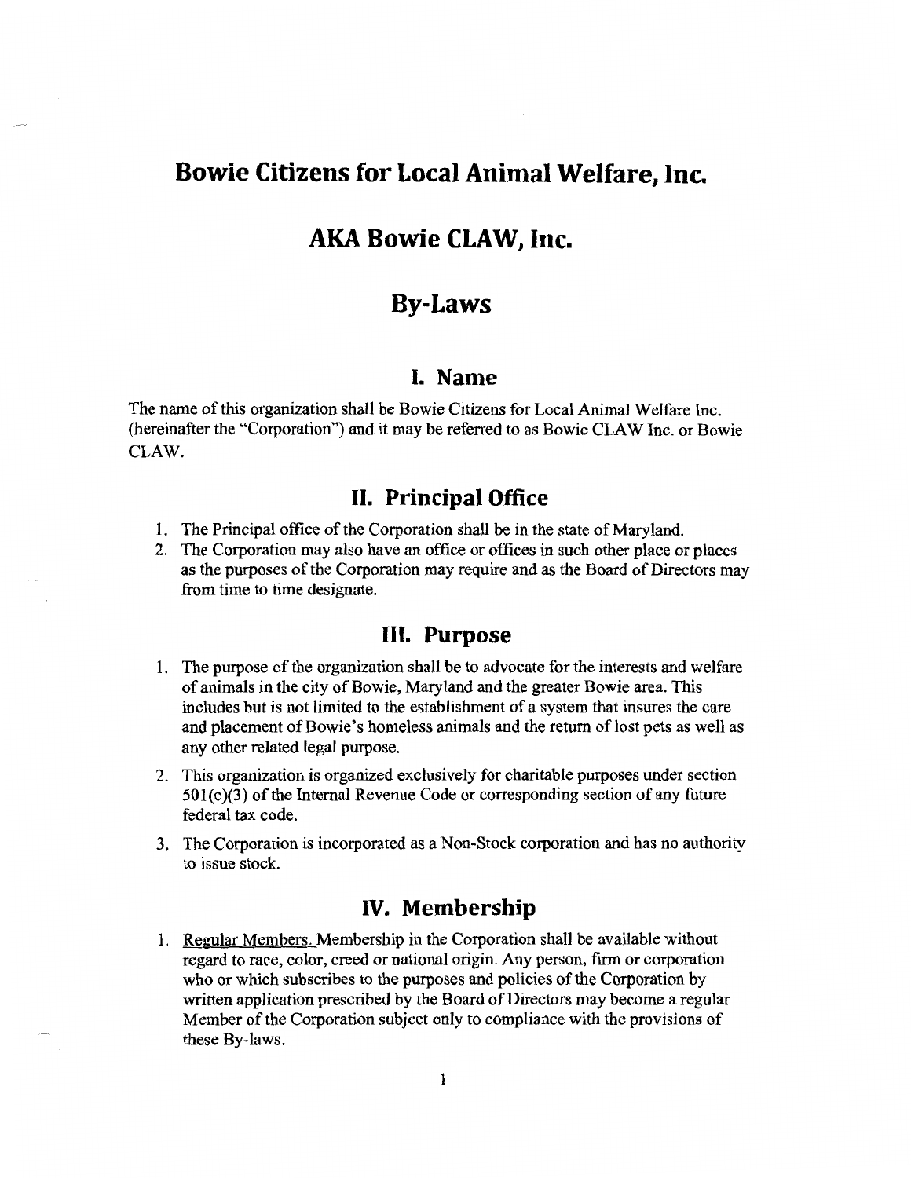# Bowie Citizens for Local Animal Welfare, Inc.

# AKA Bowie CLAW, Inc.

# By-Laws

## I. Name

The name of this organization shall be Bowie Citizens for Local Animal Welfare Inc. (hereinafter the "Corporation") and it may be referred to as Bowie CLAW Inc. or Bowie CLAW.

## II. Principal Office

1. The Principal office of the Corporation shall be in the state of Maryland.
2. The Corporation may also have an office or offices in such other place or places as the purposes of the Corporation may require and as the Board of Directors may from time to time designate.

## III. Purpose

1. The purpose of the organization shall be to advocate for the interests and welfare of animals in the city of Bowie, Maryland and the greater Bowie area. This includes but is not limited to the establishment of a system that insures the care and placement of Bowie's homeless animals and the return of lost pets as well as any other related legal purpose.
2. This organization is organized exclusively for charitable purposes under section 501(c)(3) of the Internal Revenue Code or corresponding section of any future federal tax code.
3. The Corporation is incorporated as a Non-Stock corporation and has no authority to issue stock.

## IV. Membership

1. Regular Members. Membership in the Corporation shall be available without regard to race, color, creed or national origin. Any person, firm or corporation who or which subscribes to the purposes and policies of the Corporation by written application prescribed by the Board of Directors may become a regular Member of the Corporation subject only to compliance with the provisions of these By-laws.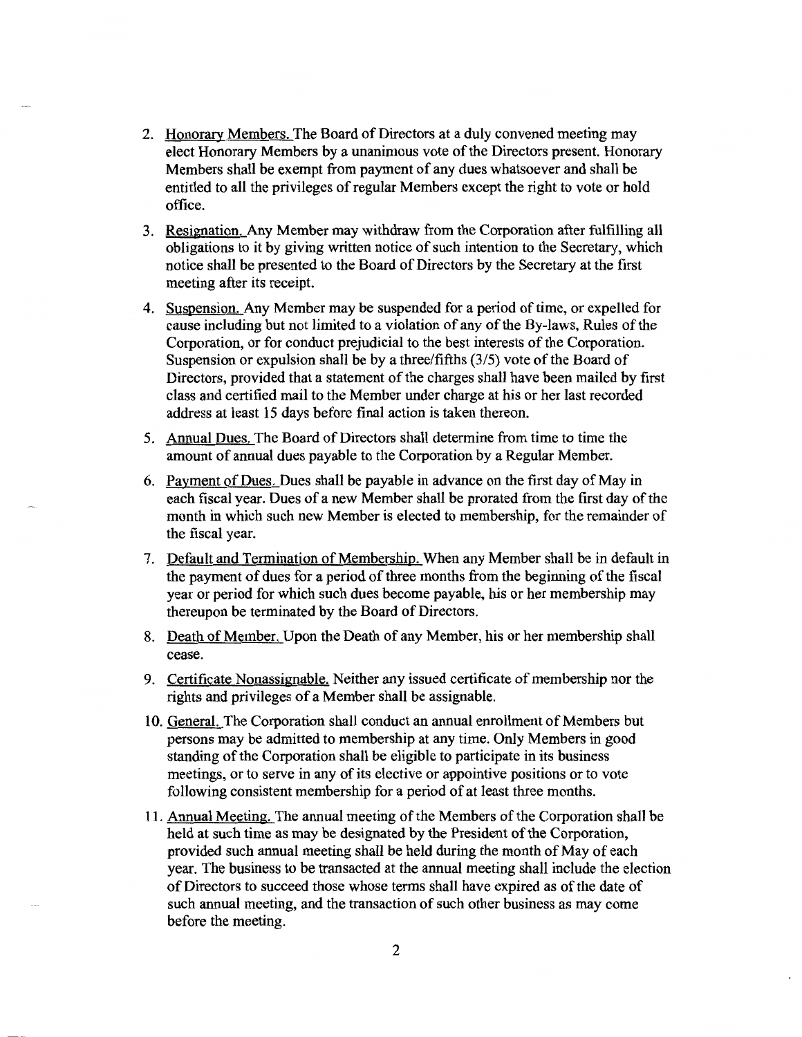2. Honorary Members. The Board of Directors at a duly convened meeting may elect Honorary Members by a unanimous vote of the Directors present. Honorary Members shall be exempt from payment of any dues whatsoever and shall be entitled to all the privileges of regular Members except the right to vote or hold office.

3. Resignation. Any Member may withdraw from the Corporation after fulfilling all obligations to it by giving written notice of such intention to the Secretary, which notice shall be presented to the Board of Directors by the Secretary at the first meeting after its receipt.

4. Suspension. Any Member may be suspended for a period of time, or expelled for cause including but not limited to a violation of any of the By-laws, Rules of the Corporation, or for conduct prejudicial to the best interests of the Corporation. Suspension or expulsion shall be by a three/fifths (3/5) vote of the Board of Directors, provided that a statement of the charges shall have been mailed by first class and certified mail to the Member under charge at his or her last recorded address at least 15 days before final action is taken thereon.

5. Annual Dues. The Board of Directors shall determine from time to time the amount of annual dues payable to the Corporation by a Regular Member.

6. Payment of Dues. Dues shall be payable in advance on the first day of May in each fiscal year. Dues of a new Member shall be prorated from the first day of the month in which such new Member is elected to membership, for the remainder of the fiscal year.

7. Default and Termination of Membership. When any Member shall be in default in the payment of dues for a period of three months from the beginning of the fiscal year or period for which such dues become payable, his or her membership may thereupon be terminated by the Board of Directors.

8. Death of Member. Upon the Death of any Member, his or her membership shall cease.

9. Certificate Nonassignable. Neither any issued certificate of membership nor the rights and privileges of a Member shall be assignable.

10. General. The Corporation shall conduct an annual enrollment of Members but persons may be admitted to membership at any time. Only Members in good standing of the Corporation shall be eligible to participate in its business meetings, or to serve in any of its elective or appointive positions or to vote following consistent membership for a period of at least three months.

11. Annual Meeting. The annual meeting of the Members of the Corporation shall be held at such time as may be designated by the President of the Corporation, provided such annual meeting shall be held during the month of May of each year. The business to be transacted at the annual meeting shall include the election of Directors to succeed those whose terms shall have expired as of the date of such annual meeting, and the transaction of such other business as may come before the meeting.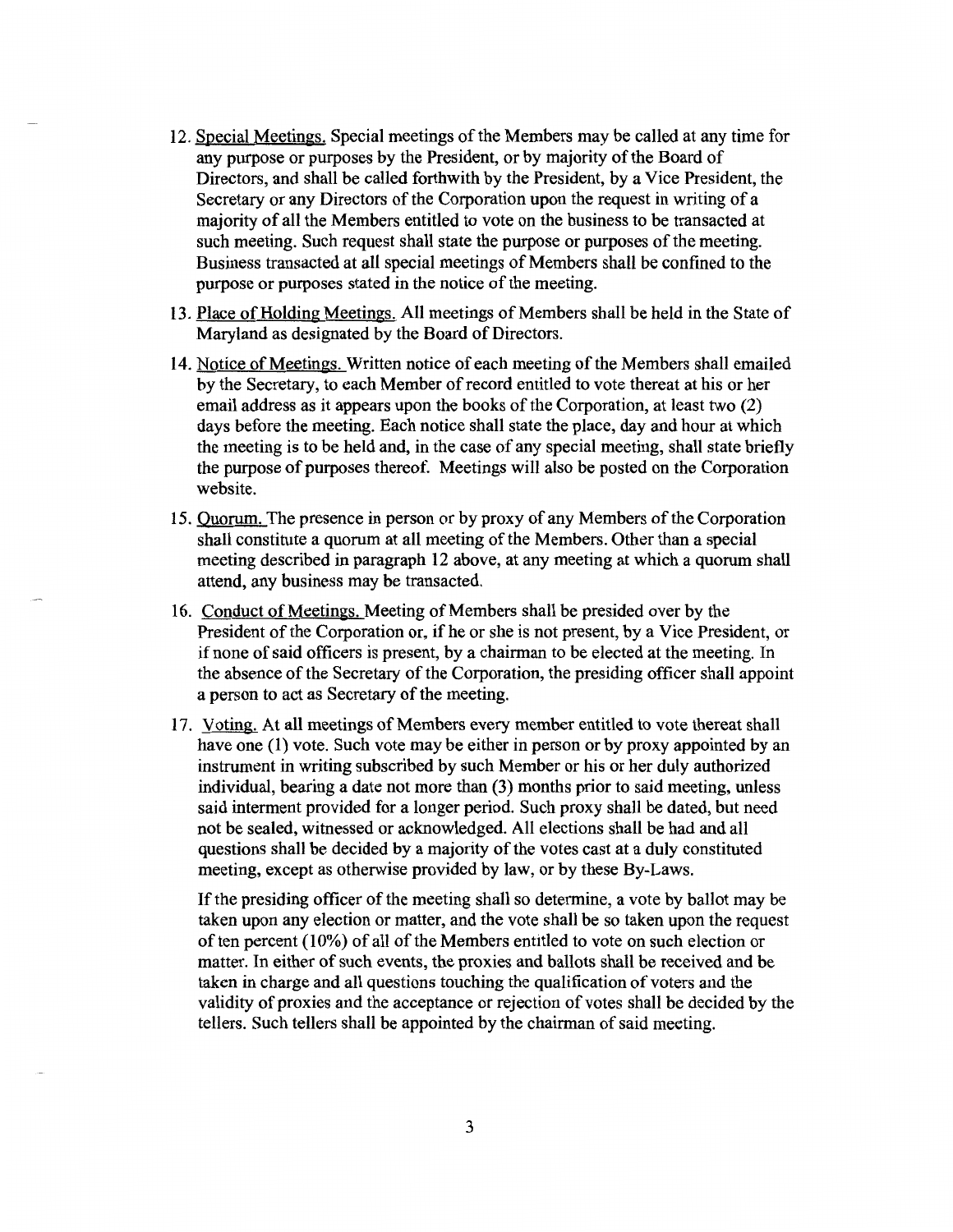12. Special Meetings. Special meetings of the Members may be called at any time for any purpose or purposes by the President, or by majority of the Board of Directors, and shall be called forthwith by the President, by a Vice President, the Secretary or any Directors of the Corporation upon the request in writing of a majority of all the Members entitled to vote on the business to be transacted at such meeting. Such request shall state the purpose or purposes of the meeting. Business transacted at all special meetings of Members shall be confined to the purpose or purposes stated in the notice of the meeting.

13. Place of Holding Meetings. All meetings of Members shall be held in the State of Maryland as designated by the Board of Directors.

14. Notice of Meetings. Written notice of each meeting of the Members shall emailed by the Secretary, to each Member of record entitled to vote thereat at his or her email address as it appears upon the books of the Corporation, at least two (2) days before the meeting. Each notice shall state the place, day and hour at which the meeting is to be held and, in the case of any special meeting, shall state briefly the purpose of purposes thereof. Meetings will also be posted on the Corporation website.

15. Quorum. The presence in person or by proxy of any Members of the Corporation shall constitute a quorum at all meeting of the Members. Other than a special meeting described in paragraph 12 above, at any meeting at which a quorum shall attend, any business may be transacted.

16. Conduct of Meetings. Meeting of Members shall be presided over by the President of the Corporation or, if he or she is not present, by a Vice President, or if none of said officers is present, by a chairman to be elected at the meeting. In the absence of the Secretary of the Corporation, the presiding officer shall appoint a person to act as Secretary of the meeting.

17. Voting. At all meetings of Members every member entitled to vote thereat shall have one (1) vote. Such vote may be either in person or by proxy appointed by an instrument in writing subscribed by such Member or his or her duly authorized individual, bearing a date not more than (3) months prior to said meeting, unless said interment provided for a longer period. Such proxy shall be dated, but need not be sealed, witnessed or acknowledged. All elections shall be had and all questions shall be decided by a majority of the votes cast at a duly constituted meeting, except as otherwise provided by law, or by these By-Laws.

    If the presiding officer of the meeting shall so determine, a vote by ballot may be taken upon any election or matter, and the vote shall be so taken upon the request of ten percent (10%) of all of the Members entitled to vote on such election or matter. In either of such events, the proxies and ballots shall be received and be taken in charge and all questions touching the qualification of voters and the validity of proxies and the acceptance or rejection of votes shall be decided by the tellers. Such tellers shall be appointed by the chairman of said meeting.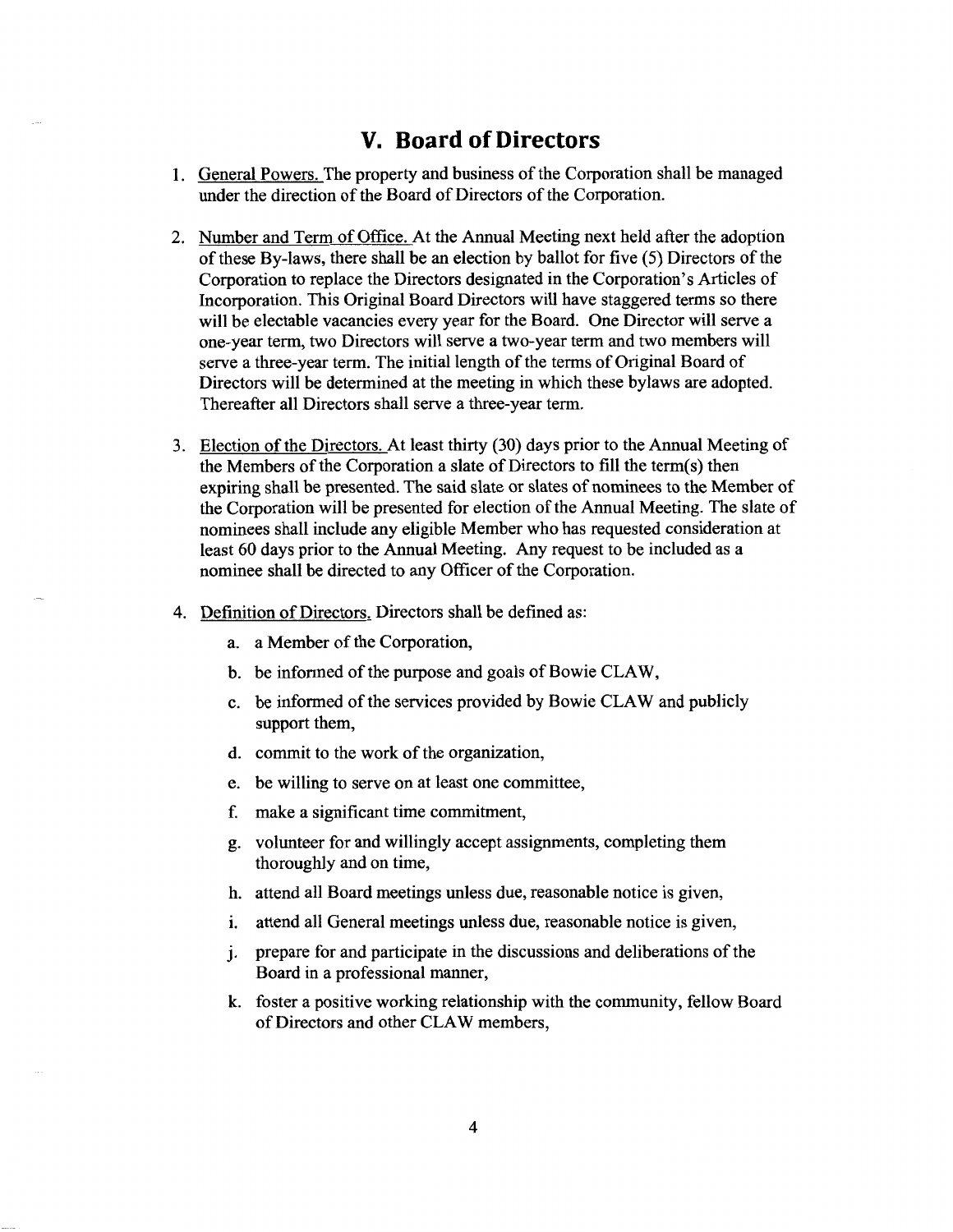## V. Board of Directors

1. General Powers. The property and business of the Corporation shall be managed under the direction of the Board of Directors of the Corporation.

2. Number and Term of Office. At the Annual Meeting next held after the adoption of these By-laws, there shall be an election by ballot for five (5) Directors of the Corporation to replace the Directors designated in the Corporation's Articles of Incorporation. This Original Board Directors will have staggered terms so there will be electable vacancies every year for the Board. One Director will serve a one-year term, two Directors will serve a two-year term and two members will serve a three-year term. The initial length of the terms of Original Board of Directors will be determined at the meeting in which these bylaws are adopted. Thereafter all Directors shall serve a three-year term.

3. Election of the Directors. At least thirty (30) days prior to the Annual Meeting of the Members of the Corporation a slate of Directors to fill the term(s) then expiring shall be presented. The said slate or slates of nominees to the Member of the Corporation will be presented for election of the Annual Meeting. The slate of nominees shall include any eligible Member who has requested consideration at least 60 days prior to the Annual Meeting. Any request to be included as a nominee shall be directed to any Officer of the Corporation.

4. Definition of Directors. Directors shall be defined as:
    a. a Member of the Corporation,
    b. be informed of the purpose and goals of Bowie CLAW,
    c. be informed of the services provided by Bowie CLAW and publicly support them,
    d. commit to the work of the organization,
    e. be willing to serve on at least one committee,
    f. make a significant time commitment,
    g. volunteer for and willingly accept assignments, completing them thoroughly and on time,
    h. attend all Board meetings unless due, reasonable notice is given,
    i. attend all General meetings unless due, reasonable notice is given,
    j. prepare for and participate in the discussions and deliberations of the Board in a professional manner,
    k. foster a positive working relationship with the community, fellow Board of Directors and other CLAW members,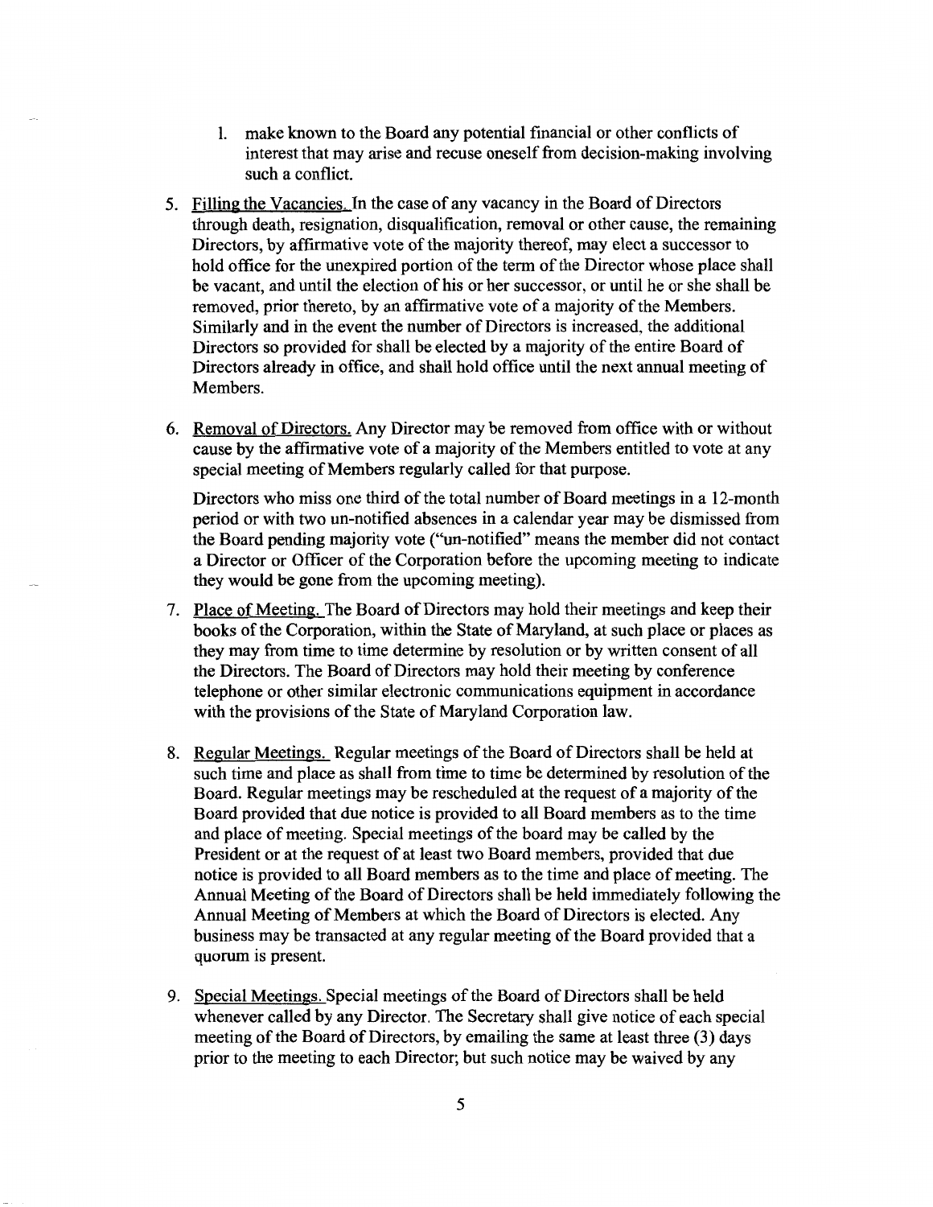l. make known to the Board any potential financial or other conflicts of interest that may arise and recuse oneself from decision-making involving such a conflict.

5. <u>Filling the Vacancies.</u> In the case of any vacancy in the Board of Directors through death, resignation, disqualification, removal or other cause, the remaining Directors, by affirmative vote of the majority thereof, may elect a successor to hold office for the unexpired portion of the term of the Director whose place shall be vacant, and until the election of his or her successor, or until he or she shall be removed, prior thereto, by an affirmative vote of a majority of the Members. Similarly and in the event the number of Directors is increased, the additional Directors so provided for shall be elected by a majority of the entire Board of Directors already in office, and shall hold office until the next annual meeting of Members.

6. <u>Removal of Directors.</u> Any Director may be removed from office with or without cause by the affirmative vote of a majority of the Members entitled to vote at any special meeting of Members regularly called for that purpose.

   Directors who miss one third of the total number of Board meetings in a 12-month period or with two un-notified absences in a calendar year may be dismissed from the Board pending majority vote ("un-notified" means the member did not contact a Director or Officer of the Corporation before the upcoming meeting to indicate they would be gone from the upcoming meeting).

7. <u>Place of Meeting.</u> The Board of Directors may hold their meetings and keep their books of the Corporation, within the State of Maryland, at such place or places as they may from time to time determine by resolution or by written consent of all the Directors. The Board of Directors may hold their meeting by conference telephone or other similar electronic communications equipment in accordance with the provisions of the State of Maryland Corporation law.

8. <u>Regular Meetings.</u> Regular meetings of the Board of Directors shall be held at such time and place as shall from time to time be determined by resolution of the Board. Regular meetings may be rescheduled at the request of a majority of the Board provided that due notice is provided to all Board members as to the time and place of meeting. Special meetings of the board may be called by the President or at the request of at least two Board members, provided that due notice is provided to all Board members as to the time and place of meeting. The Annual Meeting of the Board of Directors shall be held immediately following the Annual Meeting of Members at which the Board of Directors is elected. Any business may be transacted at any regular meeting of the Board provided that a quorum is present.

9. <u>Special Meetings.</u> Special meetings of the Board of Directors shall be held whenever called by any Director. The Secretary shall give notice of each special meeting of the Board of Directors, by emailing the same at least three (3) days prior to the meeting to each Director; but such notice may be waived by any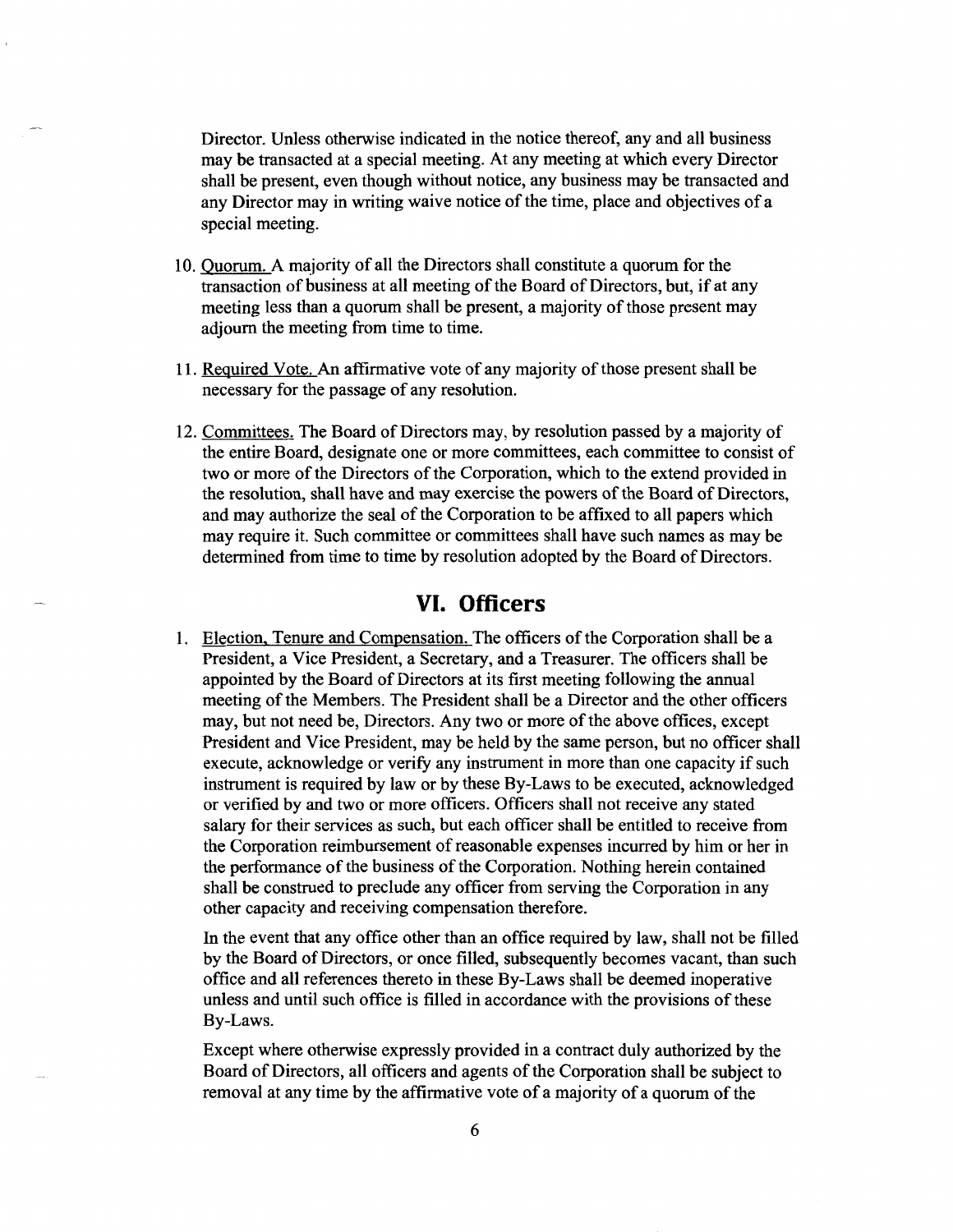Director. Unless otherwise indicated in the notice thereof, any and all business may be transacted at a special meeting. At any meeting at which every Director shall be present, even though without notice, any business may be transacted and any Director may in writing waive notice of the time, place and objectives of a special meeting.

10. Quorum. A majority of all the Directors shall constitute a quorum for the transaction of business at all meeting of the Board of Directors, but, if at any meeting less than a quorum shall be present, a majority of those present may adjourn the meeting from time to time.

11. Required Vote. An affirmative vote of any majority of those present shall be necessary for the passage of any resolution.

12. Committees. The Board of Directors may, by resolution passed by a majority of the entire Board, designate one or more committees, each committee to consist of two or more of the Directors of the Corporation, which to the extend provided in the resolution, shall have and may exercise the powers of the Board of Directors, and may authorize the seal of the Corporation to be affixed to all papers which may require it. Such committee or committees shall have such names as may be determined from time to time by resolution adopted by the Board of Directors.

## VI. Officers

1. Election, Tenure and Compensation. The officers of the Corporation shall be a President, a Vice President, a Secretary, and a Treasurer. The officers shall be appointed by the Board of Directors at its first meeting following the annual meeting of the Members. The President shall be a Director and the other officers may, but not need be, Directors. Any two or more of the above offices, except President and Vice President, may be held by the same person, but no officer shall execute, acknowledge or verify any instrument in more than one capacity if such instrument is required by law or by these By-Laws to be executed, acknowledged or verified by and two or more officers. Officers shall not receive any stated salary for their services as such, but each officer shall be entitled to receive from the Corporation reimbursement of reasonable expenses incurred by him or her in the performance of the business of the Corporation. Nothing herein contained shall be construed to preclude any officer from serving the Corporation in any other capacity and receiving compensation therefore.

   In the event that any office other than an office required by law, shall not be filled by the Board of Directors, or once filled, subsequently becomes vacant, than such office and all references thereto in these By-Laws shall be deemed inoperative unless and until such office is filled in accordance with the provisions of these By-Laws.

   Except where otherwise expressly provided in a contract duly authorized by the Board of Directors, all officers and agents of the Corporation shall be subject to removal at any time by the affirmative vote of a majority of a quorum of the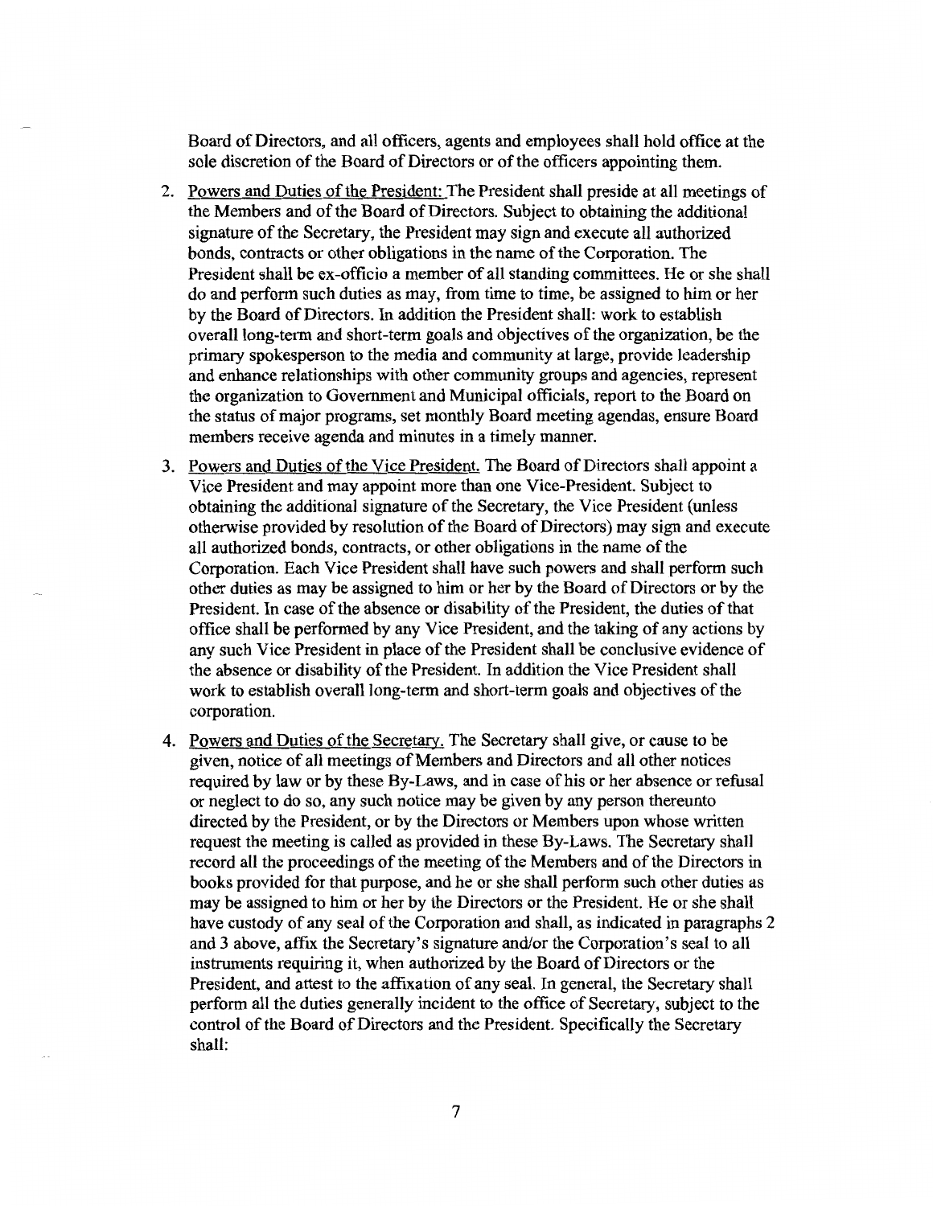Board of Directors, and all officers, agents and employees shall hold office at the sole discretion of the Board of Directors or of the officers appointing them.

2. Powers and Duties of the President: The President shall preside at all meetings of the Members and of the Board of Directors. Subject to obtaining the additional signature of the Secretary, the President may sign and execute all authorized bonds, contracts or other obligations in the name of the Corporation. The President shall be ex-officio a member of all standing committees. He or she shall do and perform such duties as may, from time to time, be assigned to him or her by the Board of Directors. In addition the President shall: work to establish overall long-term and short-term goals and objectives of the organization, be the primary spokesperson to the media and community at large, provide leadership and enhance relationships with other community groups and agencies, represent the organization to Government and Municipal officials, report to the Board on the status of major programs, set monthly Board meeting agendas, ensure Board members receive agenda and minutes in a timely manner.

3. Powers and Duties of the Vice President. The Board of Directors shall appoint a Vice President and may appoint more than one Vice-President. Subject to obtaining the additional signature of the Secretary, the Vice President (unless otherwise provided by resolution of the Board of Directors) may sign and execute all authorized bonds, contracts, or other obligations in the name of the Corporation. Each Vice President shall have such powers and shall perform such other duties as may be assigned to him or her by the Board of Directors or by the President. In case of the absence or disability of the President, the duties of that office shall be performed by any Vice President, and the taking of any actions by any such Vice President in place of the President shall be conclusive evidence of the absence or disability of the President. In addition the Vice President shall work to establish overall long-term and short-term goals and objectives of the corporation.

4. Powers and Duties of the Secretary. The Secretary shall give, or cause to be given, notice of all meetings of Members and Directors and all other notices required by law or by these By-Laws, and in case of his or her absence or refusal or neglect to do so, any such notice may be given by any person thereunto directed by the President, or by the Directors or Members upon whose written request the meeting is called as provided in these By-Laws. The Secretary shall record all the proceedings of the meeting of the Members and of the Directors in books provided for that purpose, and he or she shall perform such other duties as may be assigned to him or her by the Directors or the President. He or she shall have custody of any seal of the Corporation and shall, as indicated in paragraphs 2 and 3 above, affix the Secretary's signature and/or the Corporation's seal to all instruments requiring it, when authorized by the Board of Directors or the President, and attest to the affixation of any seal. In general, the Secretary shall perform all the duties generally incident to the office of Secretary, subject to the control of the Board of Directors and the President. Specifically the Secretary shall: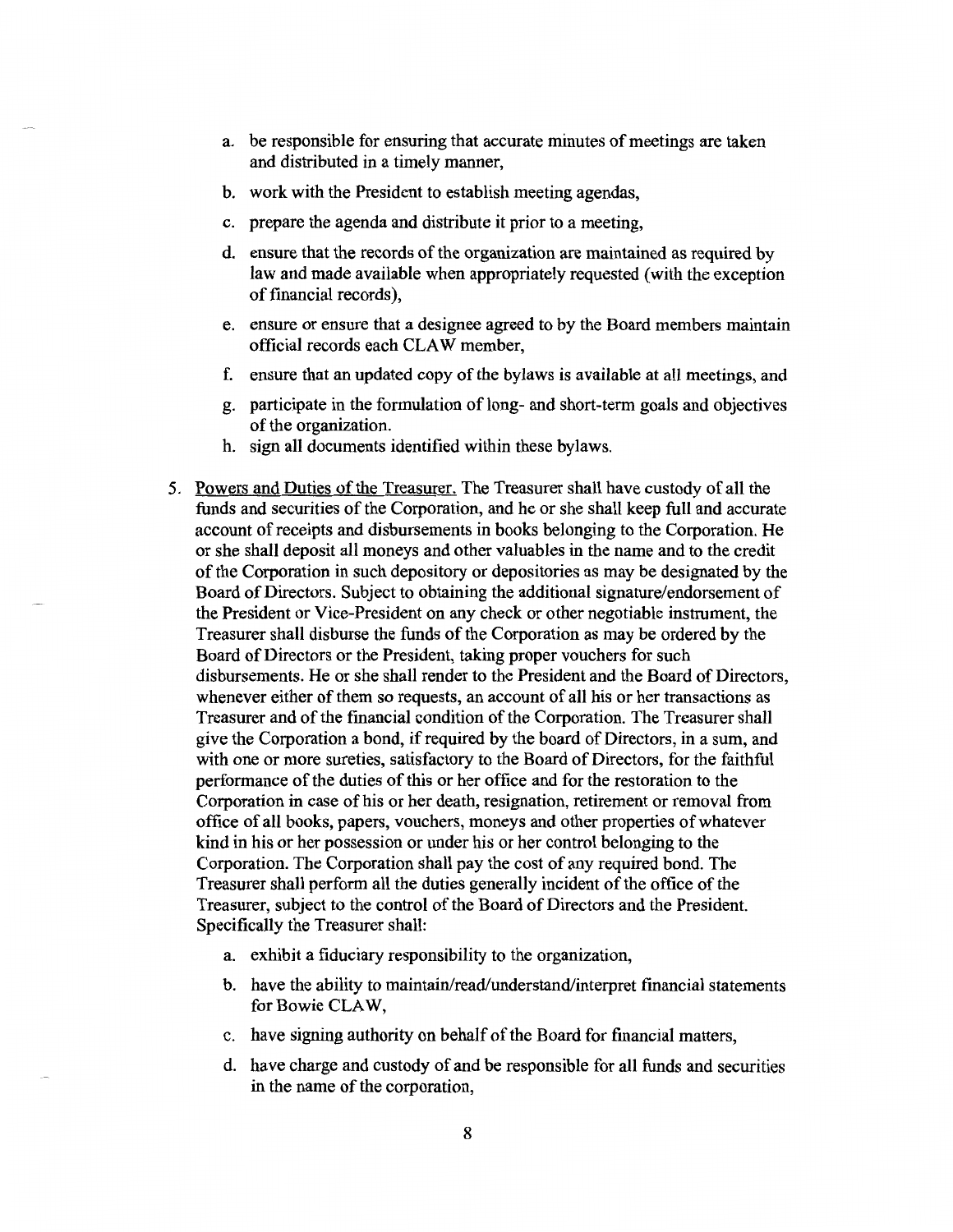a. be responsible for ensuring that accurate minutes of meetings are taken and distributed in a timely manner,

   b. work with the President to establish meeting agendas,

   c. prepare the agenda and distribute it prior to a meeting,

   d. ensure that the records of the organization are maintained as required by law and made available when appropriately requested (with the exception of financial records),

   e. ensure or ensure that a designee agreed to by the Board members maintain official records each CLAW member,

   f. ensure that an updated copy of the bylaws is available at all meetings, and

   g. participate in the formulation of long- and short-term goals and objectives of the organization.

   h. sign all documents identified within these bylaws.

5. <u>Powers and Duties of the Treasurer.</u> The Treasurer shall have custody of all the funds and securities of the Corporation, and he or she shall keep full and accurate account of receipts and disbursements in books belonging to the Corporation. He or she shall deposit all moneys and other valuables in the name and to the credit of the Corporation in such depository or depositories as may be designated by the Board of Directors. Subject to obtaining the additional signature/endorsement of the President or Vice-President on any check or other negotiable instrument, the Treasurer shall disburse the funds of the Corporation as may be ordered by the Board of Directors or the President, taking proper vouchers for such disbursements. He or she shall render to the President and the Board of Directors, whenever either of them so requests, an account of all his or her transactions as Treasurer and of the financial condition of the Corporation. The Treasurer shall give the Corporation a bond, if required by the board of Directors, in a sum, and with one or more sureties, satisfactory to the Board of Directors, for the faithful performance of the duties of this or her office and for the restoration to the Corporation in case of his or her death, resignation, retirement or removal from office of all books, papers, vouchers, moneys and other properties of whatever kind in his or her possession or under his or her control belonging to the Corporation. The Corporation shall pay the cost of any required bond. The Treasurer shall perform all the duties generally incident of the office of the Treasurer, subject to the control of the Board of Directors and the President. Specifically the Treasurer shall:

   a. exhibit a fiduciary responsibility to the organization,

   b. have the ability to maintain/read/understand/interpret financial statements for Bowie CLAW,

   c. have signing authority on behalf of the Board for financial matters,

   d. have charge and custody of and be responsible for all funds and securities in the name of the corporation,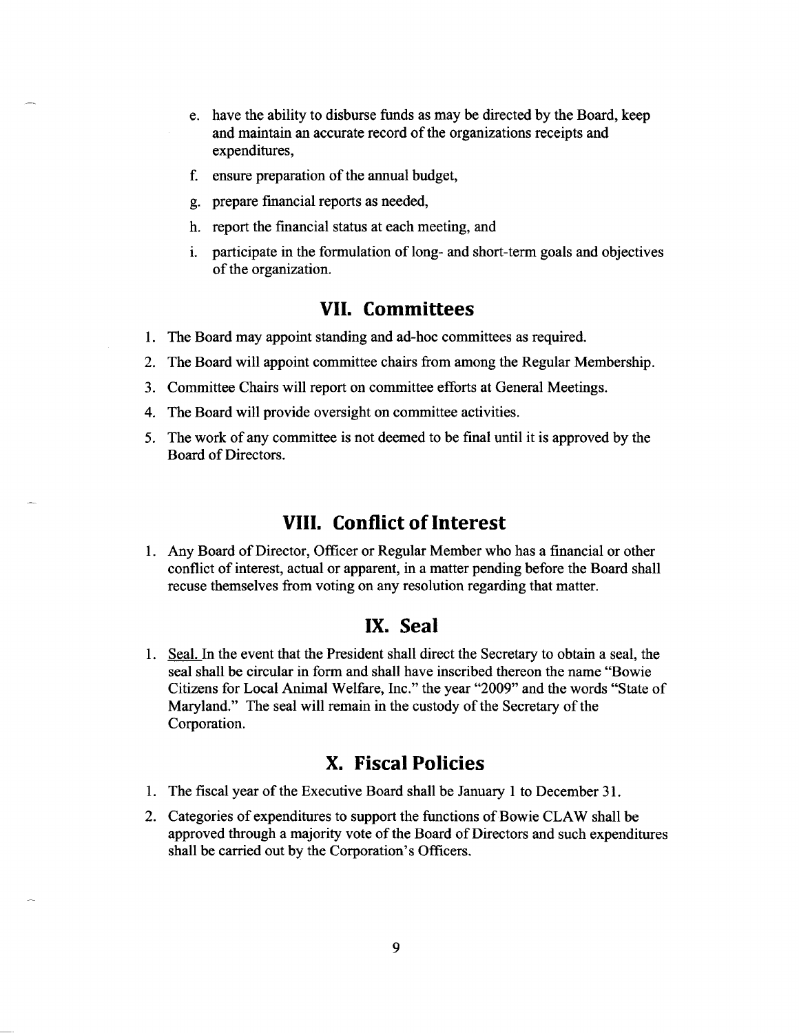e. have the ability to disburse funds as may be directed by the Board, keep and maintain an accurate record of the organizations receipts and expenditures,

f. ensure preparation of the annual budget,

g. prepare financial reports as needed,

h. report the financial status at each meeting, and

i. participate in the formulation of long- and short-term goals and objectives of the organization.

## VII. Committees

1. The Board may appoint standing and ad-hoc committees as required.
2. The Board will appoint committee chairs from among the Regular Membership.
3. Committee Chairs will report on committee efforts at General Meetings.
4. The Board will provide oversight on committee activities.
5. The work of any committee is not deemed to be final until it is approved by the Board of Directors.

## VIII. Conflict of Interest

1. Any Board of Director, Officer or Regular Member who has a financial or other conflict of interest, actual or apparent, in a matter pending before the Board shall recuse themselves from voting on any resolution regarding that matter.

## IX. Seal

1. Seal. In the event that the President shall direct the Secretary to obtain a seal, the seal shall be circular in form and shall have inscribed thereon the name "Bowie Citizens for Local Animal Welfare, Inc." the year "2009" and the words "State of Maryland." The seal will remain in the custody of the Secretary of the Corporation.

## X. Fiscal Policies

1. The fiscal year of the Executive Board shall be January 1 to December 31.
2. Categories of expenditures to support the functions of Bowie CLAW shall be approved through a majority vote of the Board of Directors and such expenditures shall be carried out by the Corporation's Officers.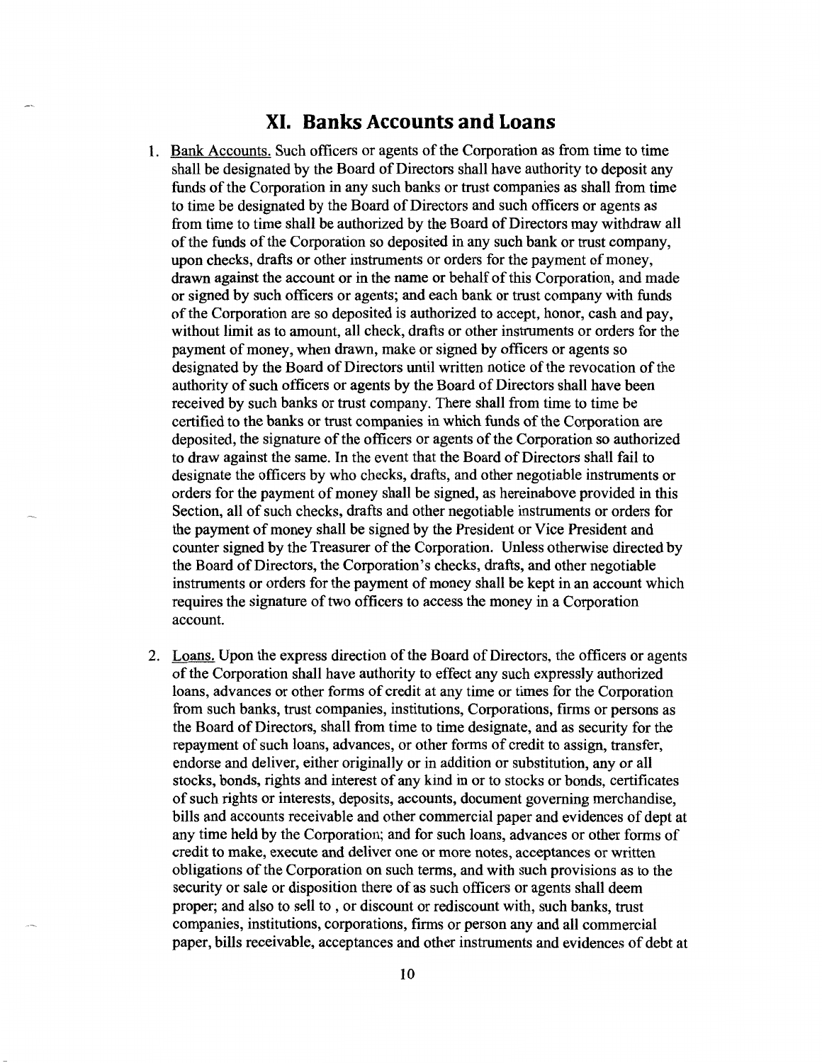## XI. Banks Accounts and Loans

1. Bank Accounts. Such officers or agents of the Corporation as from time to time shall be designated by the Board of Directors shall have authority to deposit any funds of the Corporation in any such banks or trust companies as shall from time to time be designated by the Board of Directors and such officers or agents as from time to time shall be authorized by the Board of Directors may withdraw all of the funds of the Corporation so deposited in any such bank or trust company, upon checks, drafts or other instruments or orders for the payment of money, drawn against the account or in the name or behalf of this Corporation, and made or signed by such officers or agents; and each bank or trust company with funds of the Corporation are so deposited is authorized to accept, honor, cash and pay, without limit as to amount, all check, drafts or other instruments or orders for the payment of money, when drawn, make or signed by officers or agents so designated by the Board of Directors until written notice of the revocation of the authority of such officers or agents by the Board of Directors shall have been received by such banks or trust company. There shall from time to time be certified to the banks or trust companies in which funds of the Corporation are deposited, the signature of the officers or agents of the Corporation so authorized to draw against the same. In the event that the Board of Directors shall fail to designate the officers by who checks, drafts, and other negotiable instruments or orders for the payment of money shall be signed, as hereinabove provided in this Section, all of such checks, drafts and other negotiable instruments or orders for the payment of money shall be signed by the President or Vice President and counter signed by the Treasurer of the Corporation. Unless otherwise directed by the Board of Directors, the Corporation's checks, drafts, and other negotiable instruments or orders for the payment of money shall be kept in an account which requires the signature of two officers to access the money in a Corporation account.

2. Loans. Upon the express direction of the Board of Directors, the officers or agents of the Corporation shall have authority to effect any such expressly authorized loans, advances or other forms of credit at any time or times for the Corporation from such banks, trust companies, institutions, Corporations, firms or persons as the Board of Directors, shall from time to time designate, and as security for the repayment of such loans, advances, or other forms of credit to assign, transfer, endorse and deliver, either originally or in addition or substitution, any or all stocks, bonds, rights and interest of any kind in or to stocks or bonds, certificates of such rights or interests, deposits, accounts, document governing merchandise, bills and accounts receivable and other commercial paper and evidences of dept at any time held by the Corporation; and for such loans, advances or other forms of credit to make, execute and deliver one or more notes, acceptances or written obligations of the Corporation on such terms, and with such provisions as to the security or sale or disposition there of as such officers or agents shall deem proper; and also to sell to , or discount or rediscount with, such banks, trust companies, institutions, corporations, firms or person any and all commercial paper, bills receivable, acceptances and other instruments and evidences of debt at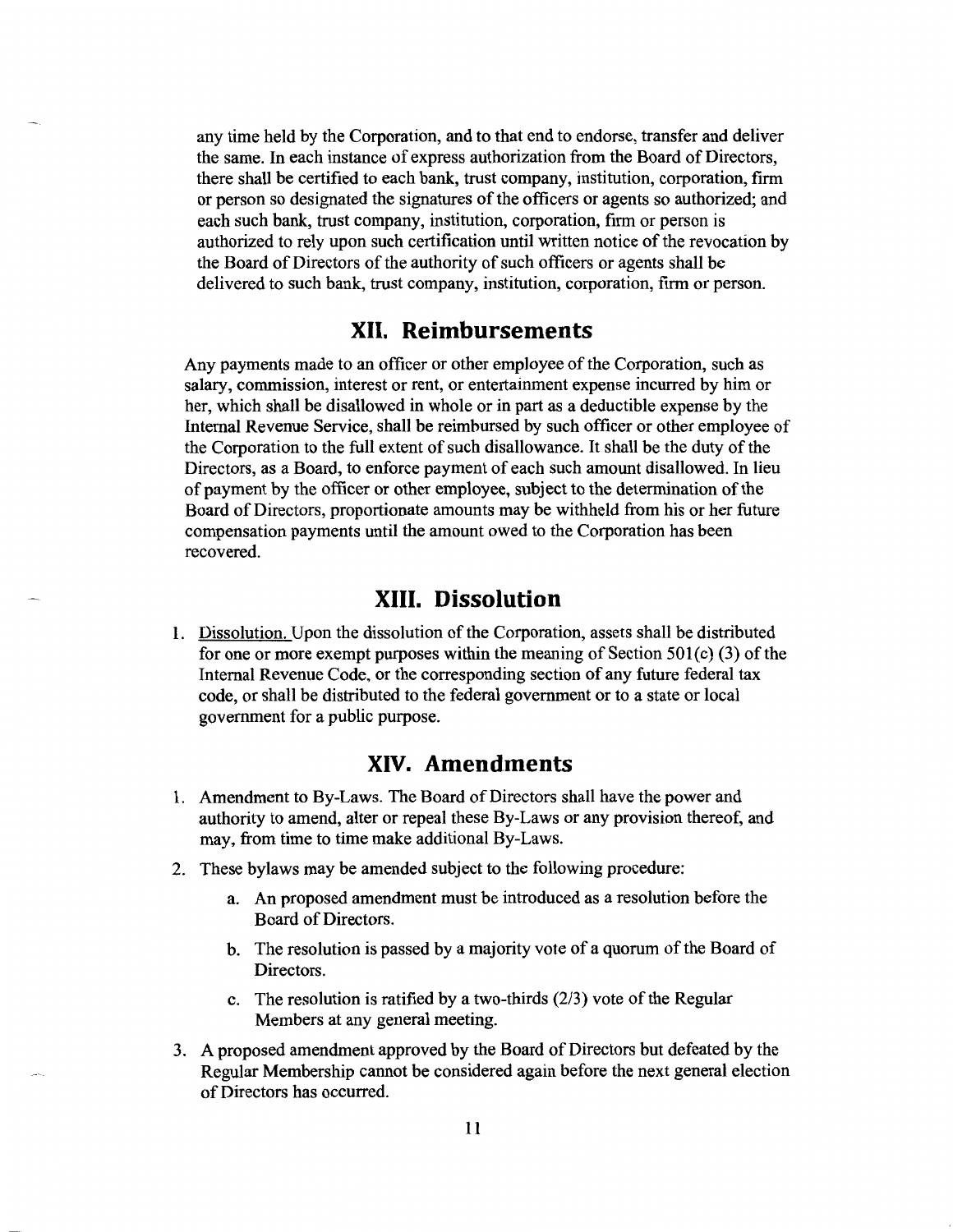any time held by the Corporation, and to that end to endorse, transfer and deliver the same. In each instance of express authorization from the Board of Directors, there shall be certified to each bank, trust company, institution, corporation, firm or person so designated the signatures of the officers or agents so authorized; and each such bank, trust company, institution, corporation, firm or person is authorized to rely upon such certification until written notice of the revocation by the Board of Directors of the authority of such officers or agents shall be delivered to such bank, trust company, institution, corporation, firm or person.

## XII. Reimbursements

Any payments made to an officer or other employee of the Corporation, such as salary, commission, interest or rent, or entertainment expense incurred by him or her, which shall be disallowed in whole or in part as a deductible expense by the Internal Revenue Service, shall be reimbursed by such officer or other employee of the Corporation to the full extent of such disallowance. It shall be the duty of the Directors, as a Board, to enforce payment of each such amount disallowed. In lieu of payment by the officer or other employee, subject to the determination of the Board of Directors, proportionate amounts may be withheld from his or her future compensation payments until the amount owed to the Corporation has been recovered.

## XIII. Dissolution

1. Dissolution. Upon the dissolution of the Corporation, assets shall be distributed for one or more exempt purposes within the meaning of Section 501(c) (3) of the Internal Revenue Code, or the corresponding section of any future federal tax code, or shall be distributed to the federal government or to a state or local government for a public purpose.

## XIV. Amendments

1. Amendment to By-Laws. The Board of Directors shall have the power and authority to amend, alter or repeal these By-Laws or any provision thereof, and may, from time to time make additional By-Laws.
2. These bylaws may be amended subject to the following procedure:
    a. An proposed amendment must be introduced as a resolution before the Board of Directors.
    b. The resolution is passed by a majority vote of a quorum of the Board of Directors.
    c. The resolution is ratified by a two-thirds (2/3) vote of the Regular Members at any general meeting.
3. A proposed amendment approved by the Board of Directors but defeated by the Regular Membership cannot be considered again before the next general election of Directors has occurred.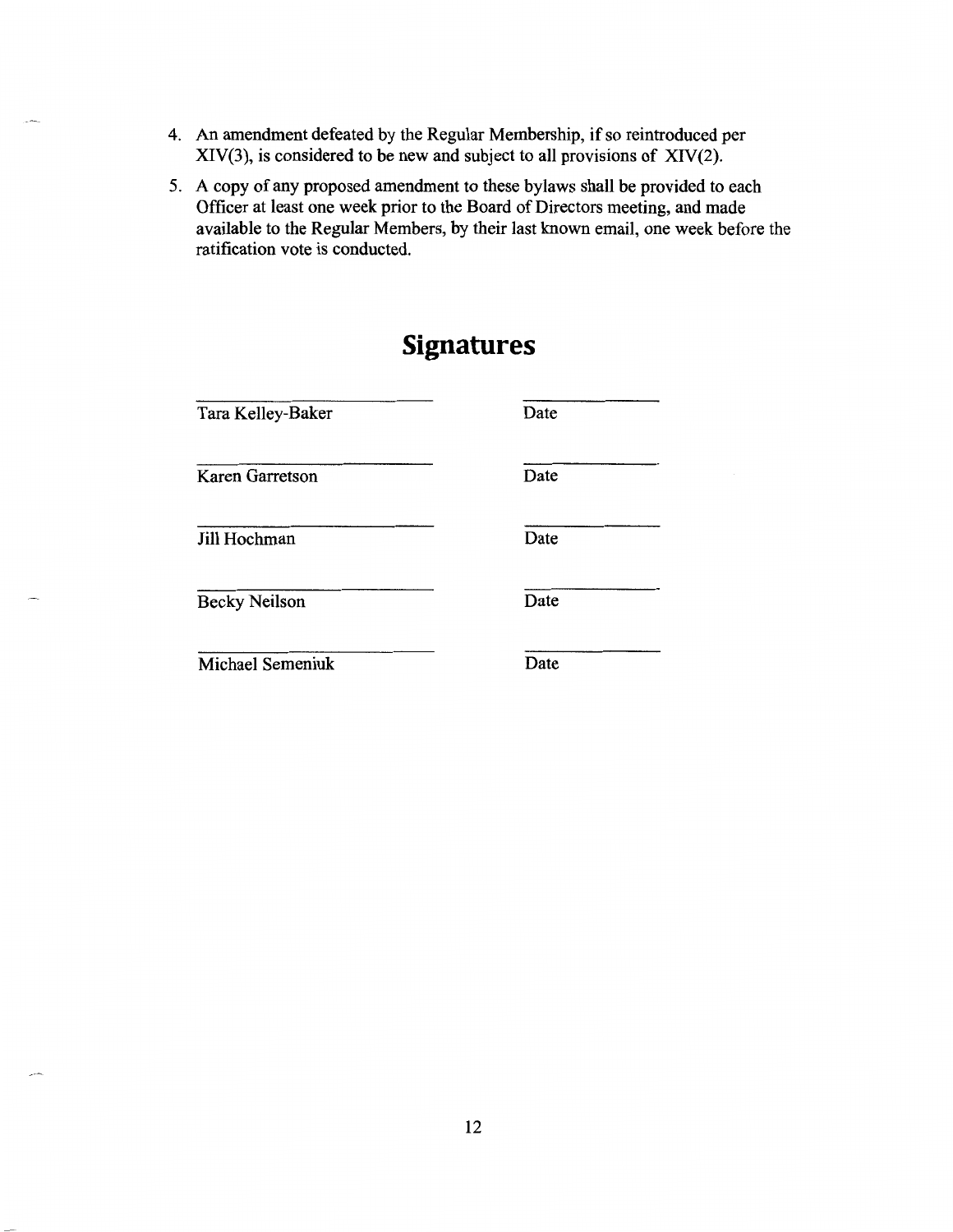4. An amendment defeated by the Regular Membership, if so reintroduced per XIV(3), is considered to be new and subject to all provisions of XIV(2).
5. A copy of any proposed amendment to these bylaws shall be provided to each Officer at least one week prior to the Board of Directors meeting, and made available to the Regular Members, by their last known email, one week before the ratification vote is conducted.

# Signatures

| | |
|---|---|
| \_\_\_\_\_\_\_\_\_\_\_\_\_\_\_\_\_\_\_\_ Tara Kelley-Baker | \_\_\_\_\_\_\_\_\_\_ Date |
| \_\_\_\_\_\_\_\_\_\_\_\_\_\_\_\_\_\_\_\_ Karen Garretson | \_\_\_\_\_\_\_\_\_\_ Date |
| \_\_\_\_\_\_\_\_\_\_\_\_\_\_\_\_\_\_\_\_ Jill Hochman | \_\_\_\_\_\_\_\_\_\_ Date |
| \_\_\_\_\_\_\_\_\_\_\_\_\_\_\_\_\_\_\_\_ Becky Neilson | \_\_\_\_\_\_\_\_\_\_ Date |
| \_\_\_\_\_\_\_\_\_\_\_\_\_\_\_\_\_\_\_\_ Michael Semeniuk | \_\_\_\_\_\_\_\_\_\_ Date |